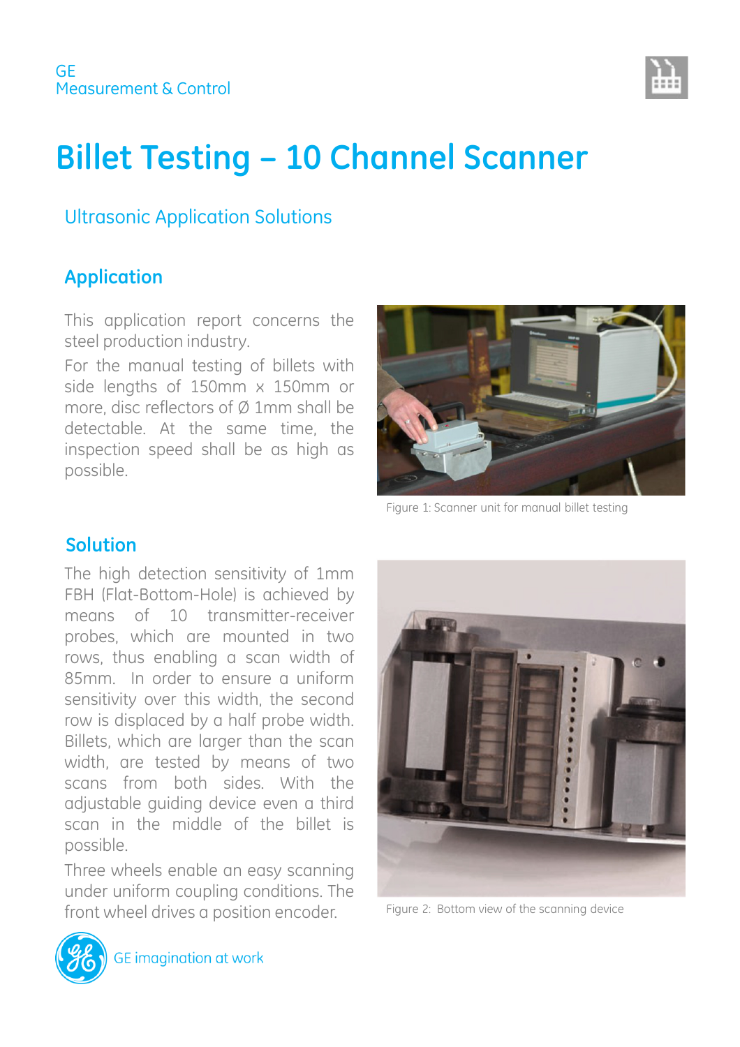GE
Measurement & Control

# Billet Testing – 10 Channel Scanner

## Ultrasonic Application Solutions

### Application

This application report concerns the steel production industry.

For the manual testing of billets with side lengths of 150mm x 150mm or more, disc reflectors of Ø 1mm shall be detectable. At the same time, the inspection speed shall be as high as possible.

Figure 1: Scanner unit for manual billet testing

### Solution

The high detection sensitivity of 1mm FBH (Flat-Bottom-Hole) is achieved by means of 10 transmitter-receiver probes, which are mounted in two rows, thus enabling a scan width of 85mm. In order to ensure a uniform sensitivity over this width, the second row is displaced by a half probe width. Billets, which are larger than the scan width, are tested by means of two scans from both sides. With the adjustable guiding device even a third scan in the middle of the billet is possible.

Three wheels enable an easy scanning under uniform coupling conditions. The front wheel drives a position encoder.

Figure 2: Bottom view of the scanning device

GE imagination at work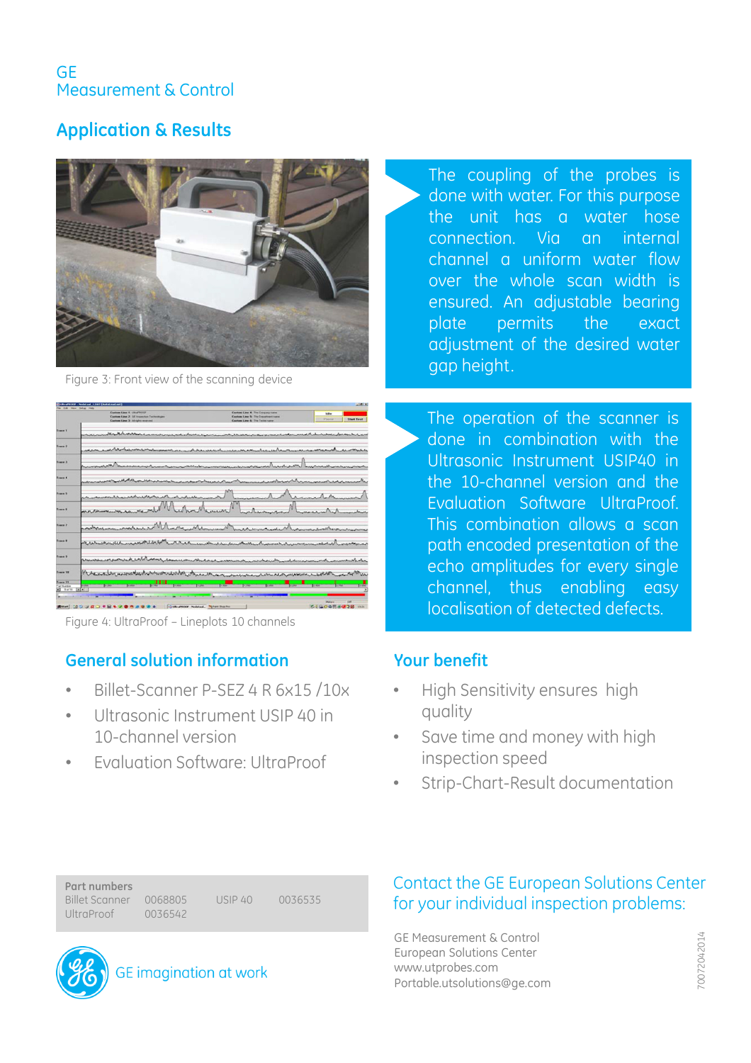GE
Measurement & Control

## Application & Results

Figure 3: Front view of the scanning device

The coupling of the probes is done with water. For this purpose the unit has a water hose connection. Via an internal channel a uniform water flow over the whole scan width is ensured. An adjustable bearing plate permits the exact adjustment of the desired water gap height.

Figure 4: UltraProof – Lineplots 10 channels

The operation of the scanner is done in combination with the Ultrasonic Instrument USIP40 in the 10-channel version and the Evaluation Software UltraProof. This combination allows a scan path encoded presentation of the echo amplitudes for every single channel, thus enabling easy localisation of detected defects.

### General solution information

- Billet-Scanner P-SEZ 4 R 6x15 /10x
- Ultrasonic Instrument USIP 40 in 10-channel version
- Evaluation Software: UltraProof

### Your benefit

- High Sensitivity ensures high quality
- Save time and money with high inspection speed
- Strip-Chart-Result documentation

**Part numbers**

| | | | |
|---|---|---|---|
| Billet Scanner | 0068805 | USIP 40 | 0036535 |
| UltraProof | 0036542 | | |

GE imagination at work

Contact the GE European Solutions Center for your individual inspection problems:

GE Measurement & Control
European Solutions Center
www.utprobes.com
Portable.utsolutions@ge.com

70072042014